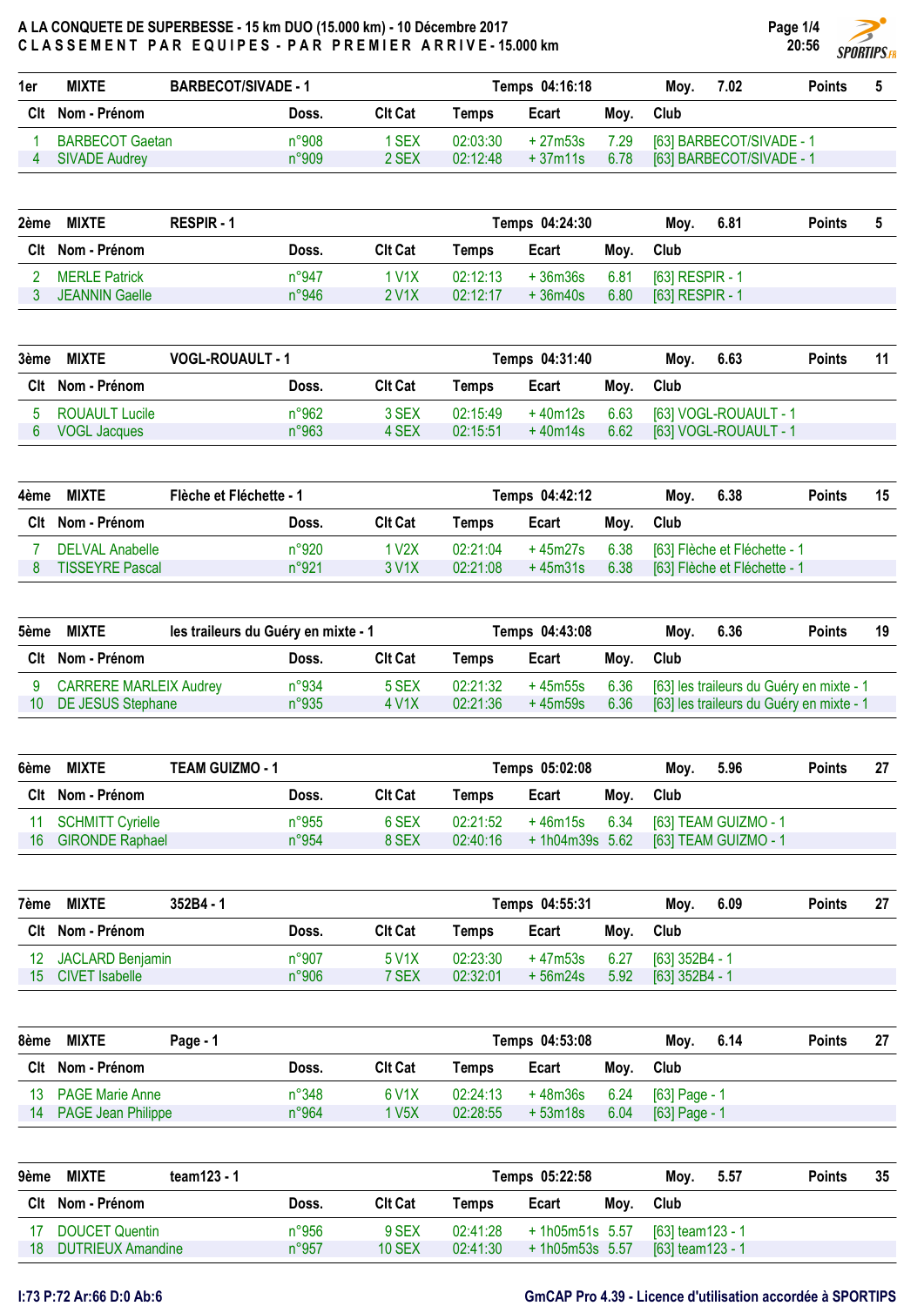# A LA CONQUETE DE SUPERBESSE - 15 km DUO (15.000 km) - 10 Décembre 2017

**CLASSEMENT PAR EQUIPES - PAR PREMIER ARRIVE - 15.000 km**

| 1er | MIXTE | BARBECOT/SIVADE - 1 | | Temps 04:16:18 | | Moy. 7.02 | Points 5 |
|---|---|---|---|---|---|---|---|
| **Clt** | **Nom - Prénom** | **Doss.** | **Clt Cat** | **Temps** | **Ecart** | **Moy.** | **Club** |
| 1 | BARBECOT Gaetan | n°908 | 1 SEX | 02:03:30 | + 27m53s | 7.29 | [63] BARBECOT/SIVADE - 1 |
| 4 | SIVADE Audrey | n°909 | 2 SEX | 02:12:48 | + 37m11s | 6.78 | [63] BARBECOT/SIVADE - 1 |

| 2ème | MIXTE | RESPIR - 1 | | Temps 04:24:30 | | Moy. 6.81 | Points 5 |
|---|---|---|---|---|---|---|---|
| **Clt** | **Nom - Prénom** | **Doss.** | **Clt Cat** | **Temps** | **Ecart** | **Moy.** | **Club** |
| 2 | MERLE Patrick | n°947 | 1 V1X | 02:12:13 | + 36m36s | 6.81 | [63] RESPIR - 1 |
| 3 | JEANNIN Gaelle | n°946 | 2 V1X | 02:12:17 | + 36m40s | 6.80 | [63] RESPIR - 1 |

| 3ème | MIXTE | VOGL-ROUAULT - 1 | | Temps 04:31:40 | | Moy. 6.63 | Points 11 |
|---|---|---|---|---|---|---|---|
| **Clt** | **Nom - Prénom** | **Doss.** | **Clt Cat** | **Temps** | **Ecart** | **Moy.** | **Club** |
| 5 | ROUAULT Lucile | n°962 | 3 SEX | 02:15:49 | + 40m12s | 6.63 | [63] VOGL-ROUAULT - 1 |
| 6 | VOGL Jacques | n°963 | 4 SEX | 02:15:51 | + 40m14s | 6.62 | [63] VOGL-ROUAULT - 1 |

| 4ème | MIXTE | Flèche et Fléchette - 1 | | Temps 04:42:12 | | Moy. 6.38 | Points 15 |
|---|---|---|---|---|---|---|---|
| **Clt** | **Nom - Prénom** | **Doss.** | **Clt Cat** | **Temps** | **Ecart** | **Moy.** | **Club** |
| 7 | DELVAL Anabelle | n°920 | 1 V2X | 02:21:04 | + 45m27s | 6.38 | [63] Flèche et Fléchette - 1 |
| 8 | TISSEYRE Pascal | n°921 | 3 V1X | 02:21:08 | + 45m31s | 6.38 | [63] Flèche et Fléchette - 1 |

| 5ème | MIXTE | les traileurs du Guéry en mixte - 1 | | Temps 04:43:08 | | Moy. 6.36 | Points 19 |
|---|---|---|---|---|---|---|---|
| **Clt** | **Nom - Prénom** | **Doss.** | **Clt Cat** | **Temps** | **Ecart** | **Moy.** | **Club** |
| 9 | CARRERE MARLEIX Audrey | n°934 | 5 SEX | 02:21:32 | + 45m55s | 6.36 | [63] les traileurs du Guéry en mixte - 1 |
| 10 | DE JESUS Stephane | n°935 | 4 V1X | 02:21:36 | + 45m59s | 6.36 | [63] les traileurs du Guéry en mixte - 1 |

| 6ème | MIXTE | TEAM GUIZMO - 1 | | Temps 05:02:08 | | Moy. 5.96 | Points 27 |
|---|---|---|---|---|---|---|---|
| **Clt** | **Nom - Prénom** | **Doss.** | **Clt Cat** | **Temps** | **Ecart** | **Moy.** | **Club** |
| 11 | SCHMITT Cyrielle | n°955 | 6 SEX | 02:21:52 | + 46m15s | 6.34 | [63] TEAM GUIZMO - 1 |
| 16 | GIRONDE Raphael | n°954 | 8 SEX | 02:40:16 | + 1h04m39s | 5.62 | [63] TEAM GUIZMO - 1 |

| 7ème | MIXTE | 352B4 - 1 | | Temps 04:55:31 | | Moy. 6.09 | Points 27 |
|---|---|---|---|---|---|---|---|
| **Clt** | **Nom - Prénom** | **Doss.** | **Clt Cat** | **Temps** | **Ecart** | **Moy.** | **Club** |
| 12 | JACLARD Benjamin | n°907 | 5 V1X | 02:23:30 | + 47m53s | 6.27 | [63] 352B4 - 1 |
| 15 | CIVET Isabelle | n°906 | 7 SEX | 02:32:01 | + 56m24s | 5.92 | [63] 352B4 - 1 |

| 8ème | MIXTE | Page - 1 | | Temps 04:53:08 | | Moy. 6.14 | Points 27 |
|---|---|---|---|---|---|---|---|
| **Clt** | **Nom - Prénom** | **Doss.** | **Clt Cat** | **Temps** | **Ecart** | **Moy.** | **Club** |
| 13 | PAGE Marie Anne | n°348 | 6 V1X | 02:24:13 | + 48m36s | 6.24 | [63] Page - 1 |
| 14 | PAGE Jean Philippe | n°964 | 1 V5X | 02:28:55 | + 53m18s | 6.04 | [63] Page - 1 |

| 9ème | MIXTE | team123 - 1 | | Temps 05:22:58 | | Moy. 5.57 | Points 35 |
|---|---|---|---|---|---|---|---|
| **Clt** | **Nom - Prénom** | **Doss.** | **Clt Cat** | **Temps** | **Ecart** | **Moy.** | **Club** |
| 17 | DOUCET Quentin | n°956 | 9 SEX | 02:41:28 | + 1h05m51s | 5.57 | [63] team123 - 1 |
| 18 | DUTRIEUX Amandine | n°957 | 10 SEX | 02:41:30 | + 1h05m53s | 5.57 | [63] team123 - 1 |

I:73 P:72 Ar:66 D:0 Ab:6

GmCAP Pro 4.39 - Licence d'utilisation accordée à SPORTIPS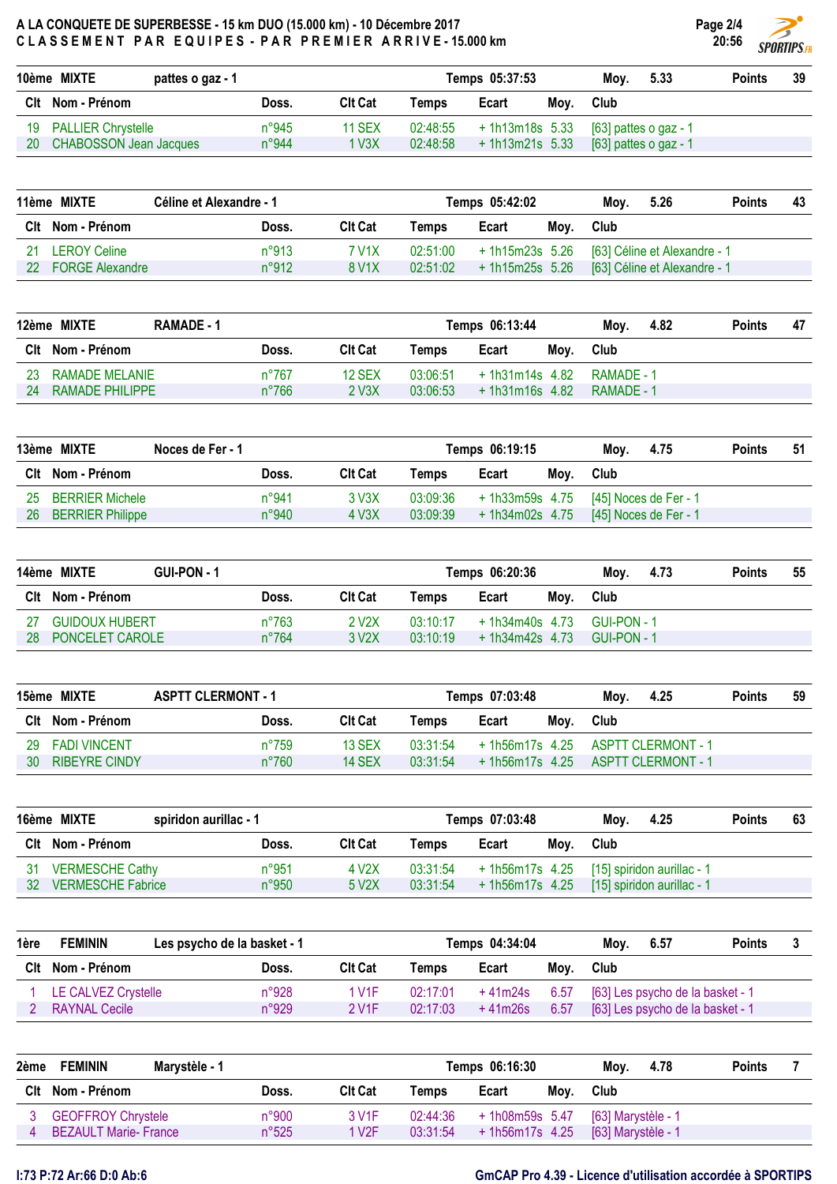# A LA CONQUETE DE SUPERBESSE - 15 km DUO (15.000 km) - 10 Décembre 2017

## CLASSEMENT PAR EQUIPES - PAR PREMIER ARRIVE - 15.000 km

**10ème MIXTE — pattes o gaz - 1 — Temps 05:37:53 — Moy. 5.33 — Points 39**

| Clt | Nom - Prénom | Doss. | Clt Cat | Temps | Ecart | Moy. | Club |
|---|---|---|---|---|---|---|---|
| 19 | PALLIER Chrystelle | n°945 | 11 SEX | 02:48:55 | + 1h13m18s | 5.33 | [63] pattes o gaz - 1 |
| 20 | CHABOSSON Jean Jacques | n°944 | 1 V3X | 02:48:58 | + 1h13m21s | 5.33 | [63] pattes o gaz - 1 |

**11ème MIXTE — Céline et Alexandre - 1 — Temps 05:42:02 — Moy. 5.26 — Points 43**

| Clt | Nom - Prénom | Doss. | Clt Cat | Temps | Ecart | Moy. | Club |
|---|---|---|---|---|---|---|---|
| 21 | LEROY Celine | n°913 | 7 V1X | 02:51:00 | + 1h15m23s | 5.26 | [63] Céline et Alexandre - 1 |
| 22 | FORGE Alexandre | n°912 | 8 V1X | 02:51:02 | + 1h15m25s | 5.26 | [63] Céline et Alexandre - 1 |

**12ème MIXTE — RAMADE - 1 — Temps 06:13:44 — Moy. 4.82 — Points 47**

| Clt | Nom - Prénom | Doss. | Clt Cat | Temps | Ecart | Moy. | Club |
|---|---|---|---|---|---|---|---|
| 23 | RAMADE MELANIE | n°767 | 12 SEX | 03:06:51 | + 1h31m14s | 4.82 | RAMADE - 1 |
| 24 | RAMADE PHILIPPE | n°766 | 2 V3X | 03:06:53 | + 1h31m16s | 4.82 | RAMADE - 1 |

**13ème MIXTE — Noces de Fer - 1 — Temps 06:19:15 — Moy. 4.75 — Points 51**

| Clt | Nom - Prénom | Doss. | Clt Cat | Temps | Ecart | Moy. | Club |
|---|---|---|---|---|---|---|---|
| 25 | BERRIER Michele | n°941 | 3 V3X | 03:09:36 | + 1h33m59s | 4.75 | [45] Noces de Fer - 1 |
| 26 | BERRIER Philippe | n°940 | 4 V3X | 03:09:39 | + 1h34m02s | 4.75 | [45] Noces de Fer - 1 |

**14ème MIXTE — GUI-PON - 1 — Temps 06:20:36 — Moy. 4.73 — Points 55**

| Clt | Nom - Prénom | Doss. | Clt Cat | Temps | Ecart | Moy. | Club |
|---|---|---|---|---|---|---|---|
| 27 | GUIDOUX HUBERT | n°763 | 2 V2X | 03:10:17 | + 1h34m40s | 4.73 | GUI-PON - 1 |
| 28 | PONCELET CAROLE | n°764 | 3 V2X | 03:10:19 | + 1h34m42s | 4.73 | GUI-PON - 1 |

**15ème MIXTE — ASPTT CLERMONT - 1 — Temps 07:03:48 — Moy. 4.25 — Points 59**

| Clt | Nom - Prénom | Doss. | Clt Cat | Temps | Ecart | Moy. | Club |
|---|---|---|---|---|---|---|---|
| 29 | FADI VINCENT | n°759 | 13 SEX | 03:31:54 | + 1h56m17s | 4.25 | ASPTT CLERMONT - 1 |
| 30 | RIBEYRE CINDY | n°760 | 14 SEX | 03:31:54 | + 1h56m17s | 4.25 | ASPTT CLERMONT - 1 |

**16ème MIXTE — spiridon aurillac - 1 — Temps 07:03:48 — Moy. 4.25 — Points 63**

| Clt | Nom - Prénom | Doss. | Clt Cat | Temps | Ecart | Moy. | Club |
|---|---|---|---|---|---|---|---|
| 31 | VERMESCHE Cathy | n°951 | 4 V2X | 03:31:54 | + 1h56m17s | 4.25 | [15] spiridon aurillac - 1 |
| 32 | VERMESCHE Fabrice | n°950 | 5 V2X | 03:31:54 | + 1h56m17s | 4.25 | [15] spiridon aurillac - 1 |

**1ère FEMININ — Les psycho de la basket - 1 — Temps 04:34:04 — Moy. 6.57 — Points 3**

| Clt | Nom - Prénom | Doss. | Clt Cat | Temps | Ecart | Moy. | Club |
|---|---|---|---|---|---|---|---|
| 1 | LE CALVEZ Crystelle | n°928 | 1 V1F | 02:17:01 | + 41m24s | 6.57 | [63] Les psycho de la basket - 1 |
| 2 | RAYNAL Cecile | n°929 | 2 V1F | 02:17:03 | + 41m26s | 6.57 | [63] Les psycho de la basket - 1 |

**2ème FEMININ — Marystèle - 1 — Temps 06:16:30 — Moy. 4.78 — Points 7**

| Clt | Nom - Prénom | Doss. | Clt Cat | Temps | Ecart | Moy. | Club |
|---|---|---|---|---|---|---|---|
| 3 | GEOFFROY Chrystele | n°900 | 3 V1F | 02:44:36 | + 1h08m59s | 5.47 | [63] Marystèle - 1 |
| 4 | BEZAULT Marie- France | n°525 | 1 V2F | 03:31:54 | + 1h56m17s | 4.25 | [63] Marystèle - 1 |

I:73 P:72 Ar:66 D:0 Ab:6

GmCAP Pro 4.39 - Licence d'utilisation accordée à SPORTIPS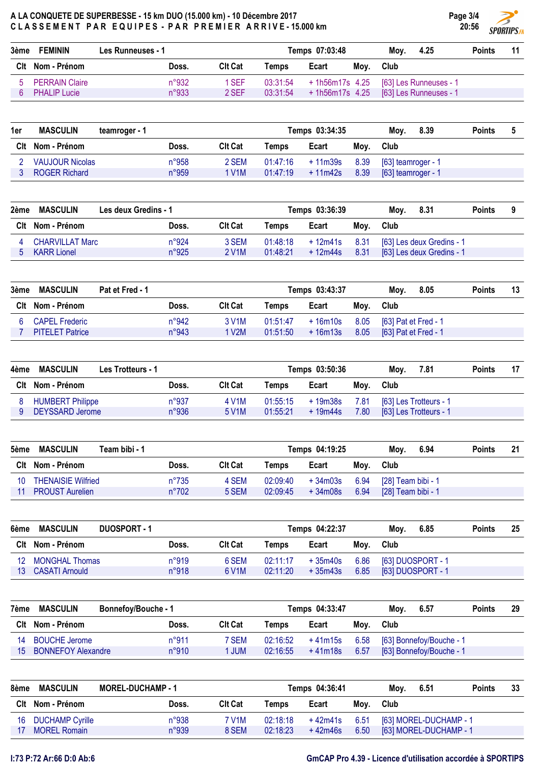**A LA CONQUETE DE SUPERBESSE - 15 km DUO (15.000 km) - 10 Décembre 2017**

**C L A S S E M E N T  P A R  E Q U I P E S - P A R  P R E M I E R  A R R I V E - 15.000 km**

| 3ème | FEMININ | Les Runneuses - 1 | | Temps 07:03:48 | | Moy. 4.25 | Points 11 |
|---|---|---|---|---|---|---|---|
| **Clt** | **Nom - Prénom** | **Doss.** | **Clt Cat** | **Temps** | **Ecart** | **Moy.** | **Club** |
| 5 | PERRAIN Claire | n°932 | 1 SEF | 03:31:54 | + 1h56m17s | 4.25 | [63] Les Runneuses - 1 |
| 6 | PHALIP Lucie | n°933 | 2 SEF | 03:31:54 | + 1h56m17s | 4.25 | [63] Les Runneuses - 1 |

| 1er | MASCULIN | teamroger - 1 | | Temps 03:34:35 | | Moy. 8.39 | Points 5 |
|---|---|---|---|---|---|---|---|
| **Clt** | **Nom - Prénom** | **Doss.** | **Clt Cat** | **Temps** | **Ecart** | **Moy.** | **Club** |
| 2 | VAUJOUR Nicolas | n°958 | 2 SEM | 01:47:16 | + 11m39s | 8.39 | [63] teamroger - 1 |
| 3 | ROGER Richard | n°959 | 1 V1M | 01:47:19 | + 11m42s | 8.39 | [63] teamroger - 1 |

| 2ème | MASCULIN | Les deux Gredins - 1 | | Temps 03:36:39 | | Moy. 8.31 | Points 9 |
|---|---|---|---|---|---|---|---|
| **Clt** | **Nom - Prénom** | **Doss.** | **Clt Cat** | **Temps** | **Ecart** | **Moy.** | **Club** |
| 4 | CHARVILLAT Marc | n°924 | 3 SEM | 01:48:18 | + 12m41s | 8.31 | [63] Les deux Gredins - 1 |
| 5 | KARR Lionel | n°925 | 2 V1M | 01:48:21 | + 12m44s | 8.31 | [63] Les deux Gredins - 1 |

| 3ème | MASCULIN | Pat et Fred - 1 | | Temps 03:43:37 | | Moy. 8.05 | Points 13 |
|---|---|---|---|---|---|---|---|
| **Clt** | **Nom - Prénom** | **Doss.** | **Clt Cat** | **Temps** | **Ecart** | **Moy.** | **Club** |
| 6 | CAPEL Frederic | n°942 | 3 V1M | 01:51:47 | + 16m10s | 8.05 | [63] Pat et Fred - 1 |
| 7 | PITELET Patrice | n°943 | 1 V2M | 01:51:50 | + 16m13s | 8.05 | [63] Pat et Fred - 1 |

| 4ème | MASCULIN | Les Trotteurs - 1 | | Temps 03:50:36 | | Moy. 7.81 | Points 17 |
|---|---|---|---|---|---|---|---|
| **Clt** | **Nom - Prénom** | **Doss.** | **Clt Cat** | **Temps** | **Ecart** | **Moy.** | **Club** |
| 8 | HUMBERT Philippe | n°937 | 4 V1M | 01:55:15 | + 19m38s | 7.81 | [63] Les Trotteurs - 1 |
| 9 | DEYSSARD Jerome | n°936 | 5 V1M | 01:55:21 | + 19m44s | 7.80 | [63] Les Trotteurs - 1 |

| 5ème | MASCULIN | Team bibi - 1 | | Temps 04:19:25 | | Moy. 6.94 | Points 21 |
|---|---|---|---|---|---|---|---|
| **Clt** | **Nom - Prénom** | **Doss.** | **Clt Cat** | **Temps** | **Ecart** | **Moy.** | **Club** |
| 10 | THENAISIE Wilfried | n°735 | 4 SEM | 02:09:40 | + 34m03s | 6.94 | [28] Team bibi - 1 |
| 11 | PROUST Aurelien | n°702 | 5 SEM | 02:09:45 | + 34m08s | 6.94 | [28] Team bibi - 1 |

| 6ème | MASCULIN | DUOSPORT - 1 | | Temps 04:22:37 | | Moy. 6.85 | Points 25 |
|---|---|---|---|---|---|---|---|
| **Clt** | **Nom - Prénom** | **Doss.** | **Clt Cat** | **Temps** | **Ecart** | **Moy.** | **Club** |
| 12 | MONGHAL Thomas | n°919 | 6 SEM | 02:11:17 | + 35m40s | 6.86 | [63] DUOSPORT - 1 |
| 13 | CASATI Arnould | n°918 | 6 V1M | 02:11:20 | + 35m43s | 6.85 | [63] DUOSPORT - 1 |

| 7ème | MASCULIN | Bonnefoy/Bouche - 1 | | Temps 04:33:47 | | Moy. 6.57 | Points 29 |
|---|---|---|---|---|---|---|---|
| **Clt** | **Nom - Prénom** | **Doss.** | **Clt Cat** | **Temps** | **Ecart** | **Moy.** | **Club** |
| 14 | BOUCHE Jerome | n°911 | 7 SEM | 02:16:52 | + 41m15s | 6.58 | [63] Bonnefoy/Bouche - 1 |
| 15 | BONNEFOY Alexandre | n°910 | 1 JUM | 02:16:55 | + 41m18s | 6.57 | [63] Bonnefoy/Bouche - 1 |

| 8ème | MASCULIN | MOREL-DUCHAMP - 1 | | Temps 04:36:41 | | Moy. 6.51 | Points 33 |
|---|---|---|---|---|---|---|---|
| **Clt** | **Nom - Prénom** | **Doss.** | **Clt Cat** | **Temps** | **Ecart** | **Moy.** | **Club** |
| 16 | DUCHAMP Cyrille | n°938 | 7 V1M | 02:18:18 | + 42m41s | 6.51 | [63] MOREL-DUCHAMP - 1 |
| 17 | MOREL Romain | n°939 | 8 SEM | 02:18:23 | + 42m46s | 6.50 | [63] MOREL-DUCHAMP - 1 |

I:73 P:72 Ar:66 D:0 Ab:6

GmCAP Pro 4.39 - Licence d'utilisation accordée à SPORTIPS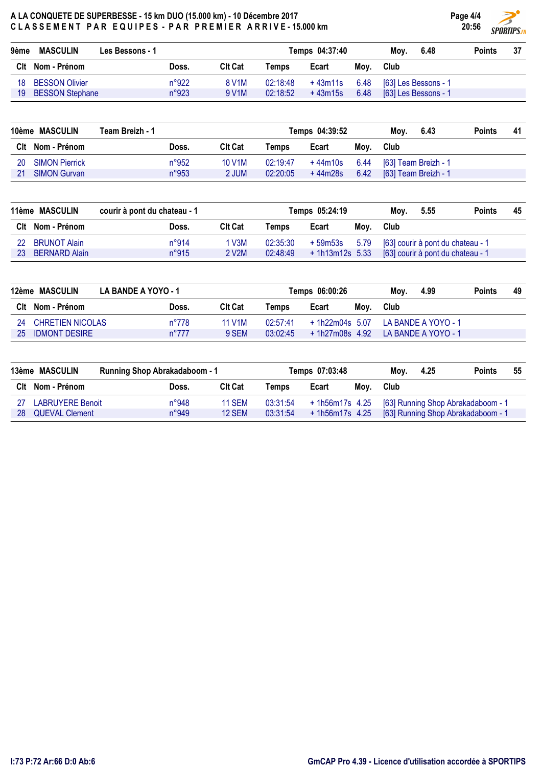# A LA CONQUETE DE SUPERBESSE - 15 km DUO (15.000 km) - 10 Décembre 2017

## CLASSEMENT PAR EQUIPES - PAR PREMIER ARRIVE - 15.000 km

**9ème MASCULIN — Les Bessons - 1 — Temps 04:37:40 — Moy. 6.48 — Points 37**

| Clt | Nom - Prénom | Doss. | Clt Cat | Temps | Ecart | Moy. | Club |
|---|---|---|---|---|---|---|---|
| 18 | BESSON Olivier | n°922 | 8 V1M | 02:18:48 | + 43m11s | 6.48 | [63] Les Bessons - 1 |
| 19 | BESSON Stephane | n°923 | 9 V1M | 02:18:52 | + 43m15s | 6.48 | [63] Les Bessons - 1 |

**10ème MASCULIN — Team Breizh - 1 — Temps 04:39:52 — Moy. 6.43 — Points 41**

| Clt | Nom - Prénom | Doss. | Clt Cat | Temps | Ecart | Moy. | Club |
|---|---|---|---|---|---|---|---|
| 20 | SIMON Pierrick | n°952 | 10 V1M | 02:19:47 | + 44m10s | 6.44 | [63] Team Breizh - 1 |
| 21 | SIMON Gurvan | n°953 | 2 JUM | 02:20:05 | + 44m28s | 6.42 | [63] Team Breizh - 1 |

**11ème MASCULIN — courir à pont du chateau - 1 — Temps 05:24:19 — Moy. 5.55 — Points 45**

| Clt | Nom - Prénom | Doss. | Clt Cat | Temps | Ecart | Moy. | Club |
|---|---|---|---|---|---|---|---|
| 22 | BRUNOT Alain | n°914 | 1 V3M | 02:35:30 | + 59m53s | 5.79 | [63] courir à pont du chateau - 1 |
| 23 | BERNARD Alain | n°915 | 2 V2M | 02:48:49 | + 1h13m12s | 5.33 | [63] courir à pont du chateau - 1 |

**12ème MASCULIN — LA BANDE A YOYO - 1 — Temps 06:00:26 — Moy. 4.99 — Points 49**

| Clt | Nom - Prénom | Doss. | Clt Cat | Temps | Ecart | Moy. | Club |
|---|---|---|---|---|---|---|---|
| 24 | CHRETIEN NICOLAS | n°778 | 11 V1M | 02:57:41 | + 1h22m04s | 5.07 | LA BANDE A YOYO - 1 |
| 25 | IDMONT DESIRE | n°777 | 9 SEM | 03:02:45 | + 1h27m08s | 4.92 | LA BANDE A YOYO - 1 |

**13ème MASCULIN — Running Shop Abrakadaboom - 1 — Temps 07:03:48 — Moy. 4.25 — Points 55**

| Clt | Nom - Prénom | Doss. | Clt Cat | Temps | Ecart | Moy. | Club |
|---|---|---|---|---|---|---|---|
| 27 | LABRUYERE Benoit | n°948 | 11 SEM | 03:31:54 | + 1h56m17s | 4.25 | [63] Running Shop Abrakadaboom - 1 |
| 28 | QUEVAL Clement | n°949 | 12 SEM | 03:31:54 | + 1h56m17s | 4.25 | [63] Running Shop Abrakadaboom - 1 |

I:73 P:72 Ar:66 D:0 Ab:6

GmCAP Pro 4.39 - Licence d'utilisation accordée à SPORTIPS